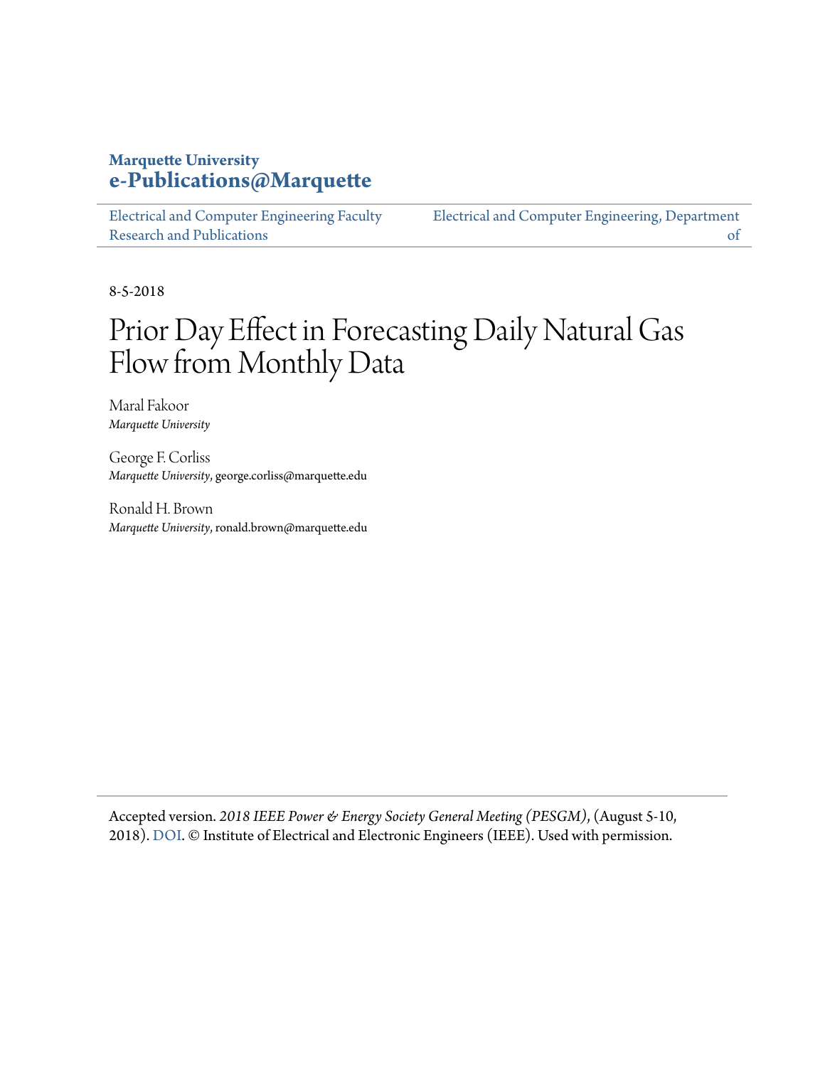**Marquette University**
**e-Publications@Marquette**

Electrical and Computer Engineering Faculty Research and Publications | Electrical and Computer Engineering, Department of

8-5-2018

# Prior Day Effect in Forecasting Daily Natural Gas Flow from Monthly Data

Maral Fakoor
*Marquette University*

George F. Corliss
*Marquette University*, george.corliss@marquette.edu

Ronald H. Brown
*Marquette University*, ronald.brown@marquette.edu

Accepted version. *2018 IEEE Power & Energy Society General Meeting (PESGM)*, (August 5-10, 2018). DOI. © Institute of Electrical and Electronic Engineers (IEEE). Used with permission.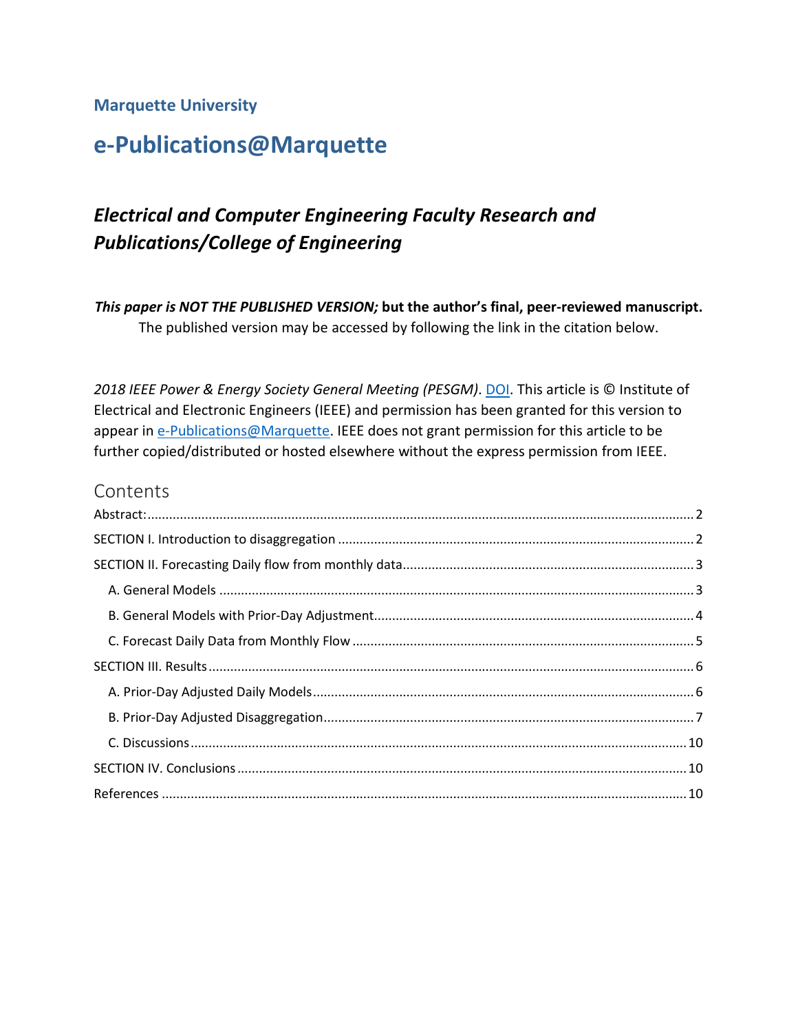**Marquette University**

# e-Publications@Marquette

## *Electrical and Computer Engineering Faculty Research and Publications/College of Engineering*

***This paper is NOT THE PUBLISHED VERSION;* but the author's final, peer-reviewed manuscript.**
The published version may be accessed by following the link in the citation below.

*2018 IEEE Power & Energy Society General Meeting (PESGM)*. DOI. This article is © Institute of Electrical and Electronic Engineers (IEEE) and permission has been granted for this version to appear in e-Publications@Marquette. IEEE does not grant permission for this article to be further copied/distributed or hosted elsewhere without the express permission from IEEE.

## Contents

- Abstract: ..... 2
- SECTION I. Introduction to disaggregation ..... 2
- SECTION II. Forecasting Daily flow from monthly data ..... 3
  - A. General Models ..... 3
  - B. General Models with Prior-Day Adjustment ..... 4
  - C. Forecast Daily Data from Monthly Flow ..... 5
- SECTION III. Results ..... 6
  - A. Prior-Day Adjusted Daily Models ..... 6
  - B. Prior-Day Adjusted Disaggregation ..... 7
  - C. Discussions ..... 10
- SECTION IV. Conclusions ..... 10
- References ..... 10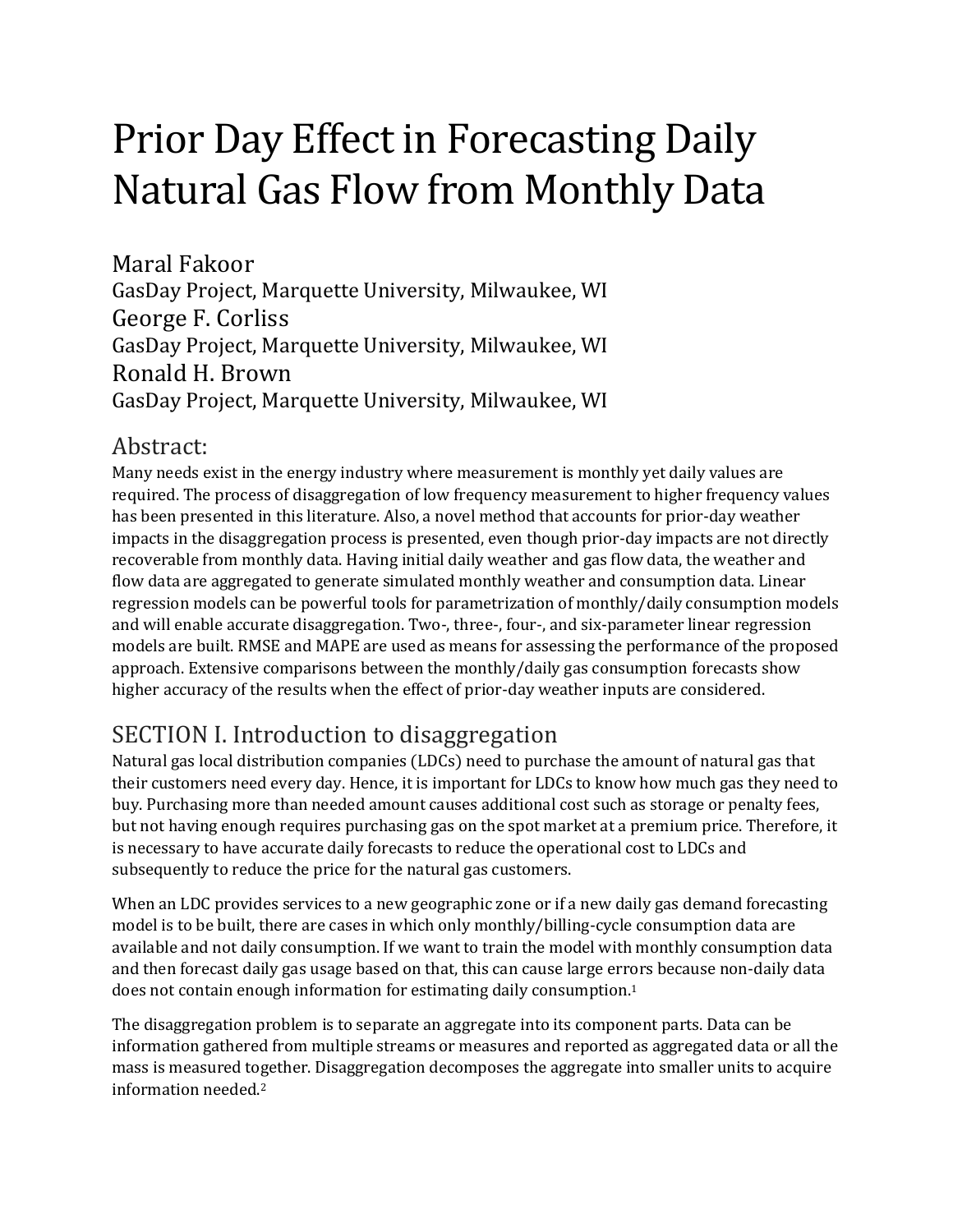# Prior Day Effect in Forecasting Daily Natural Gas Flow from Monthly Data

Maral Fakoor
GasDay Project, Marquette University, Milwaukee, WI

George F. Corliss
GasDay Project, Marquette University, Milwaukee, WI

Ronald H. Brown
GasDay Project, Marquette University, Milwaukee, WI

## Abstract:

Many needs exist in the energy industry where measurement is monthly yet daily values are required. The process of disaggregation of low frequency measurement to higher frequency values has been presented in this literature. Also, a novel method that accounts for prior-day weather impacts in the disaggregation process is presented, even though prior-day impacts are not directly recoverable from monthly data. Having initial daily weather and gas flow data, the weather and flow data are aggregated to generate simulated monthly weather and consumption data. Linear regression models can be powerful tools for parametrization of monthly/daily consumption models and will enable accurate disaggregation. Two-, three-, four-, and six-parameter linear regression models are built. RMSE and MAPE are used as means for assessing the performance of the proposed approach. Extensive comparisons between the monthly/daily gas consumption forecasts show higher accuracy of the results when the effect of prior-day weather inputs are considered.

## SECTION I. Introduction to disaggregation

Natural gas local distribution companies (LDCs) need to purchase the amount of natural gas that their customers need every day. Hence, it is important for LDCs to know how much gas they need to buy. Purchasing more than needed amount causes additional cost such as storage or penalty fees, but not having enough requires purchasing gas on the spot market at a premium price. Therefore, it is necessary to have accurate daily forecasts to reduce the operational cost to LDCs and subsequently to reduce the price for the natural gas customers.

When an LDC provides services to a new geographic zone or if a new daily gas demand forecasting model is to be built, there are cases in which only monthly/billing-cycle consumption data are available and not daily consumption. If we want to train the model with monthly consumption data and then forecast daily gas usage based on that, this can cause large errors because non-daily data does not contain enough information for estimating daily consumption.[1]

The disaggregation problem is to separate an aggregate into its component parts. Data can be information gathered from multiple streams or measures and reported as aggregated data or all the mass is measured together. Disaggregation decomposes the aggregate into smaller units to acquire information needed.[2]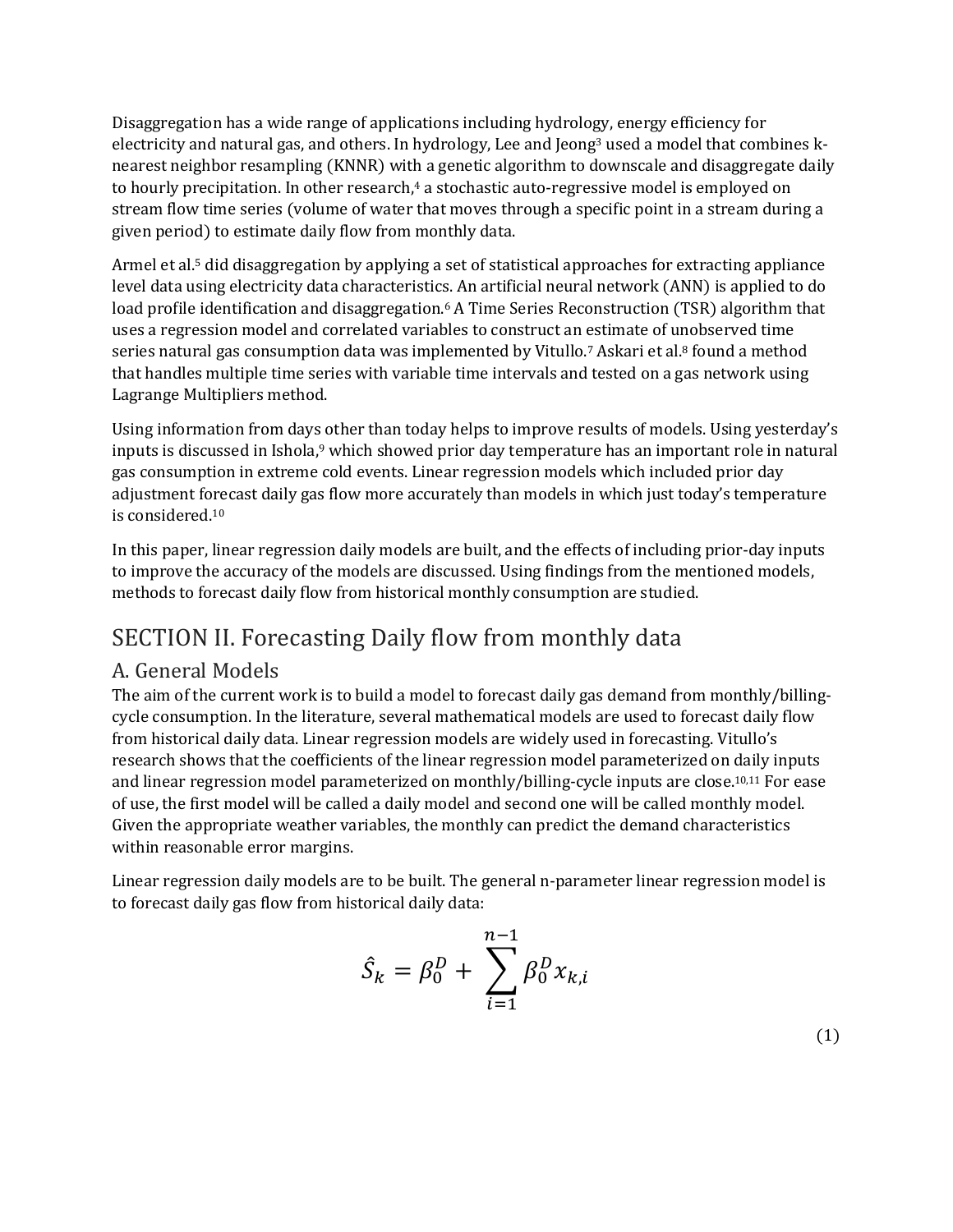Disaggregation has a wide range of applications including hydrology, energy efficiency for electricity and natural gas, and others. In hydrology, Lee and Jeong[3] used a model that combines k-nearest neighbor resampling (KNNR) with a genetic algorithm to downscale and disaggregate daily to hourly precipitation. In other research,[4] a stochastic auto-regressive model is employed on stream flow time series (volume of water that moves through a specific point in a stream during a given period) to estimate daily flow from monthly data.

Armel et al.[5] did disaggregation by applying a set of statistical approaches for extracting appliance level data using electricity data characteristics. An artificial neural network (ANN) is applied to do load profile identification and disaggregation.[6] A Time Series Reconstruction (TSR) algorithm that uses a regression model and correlated variables to construct an estimate of unobserved time series natural gas consumption data was implemented by Vitullo.[7] Askari et al.[8] found a method that handles multiple time series with variable time intervals and tested on a gas network using Lagrange Multipliers method.

Using information from days other than today helps to improve results of models. Using yesterday's inputs is discussed in Ishola,[9] which showed prior day temperature has an important role in natural gas consumption in extreme cold events. Linear regression models which included prior day adjustment forecast daily gas flow more accurately than models in which just today's temperature is considered.[10]

In this paper, linear regression daily models are built, and the effects of including prior-day inputs to improve the accuracy of the models are discussed. Using findings from the mentioned models, methods to forecast daily flow from historical monthly consumption are studied.

## SECTION II. Forecasting Daily flow from monthly data

### A. General Models

The aim of the current work is to build a model to forecast daily gas demand from monthly/billing-cycle consumption. In the literature, several mathematical models are used to forecast daily flow from historical daily data. Linear regression models are widely used in forecasting. Vitullo's research shows that the coefficients of the linear regression model parameterized on daily inputs and linear regression model parameterized on monthly/billing-cycle inputs are close.[10,11] For ease of use, the first model will be called a daily model and second one will be called monthly model. Given the appropriate weather variables, the monthly can predict the demand characteristics within reasonable error margins.

Linear regression daily models are to be built. The general n-parameter linear regression model is to forecast daily gas flow from historical daily data:

$$\hat{S}_k = \beta_0^D + \sum_{i=1}^{n-1} \beta_0^D x_{k,i} \tag{1}$$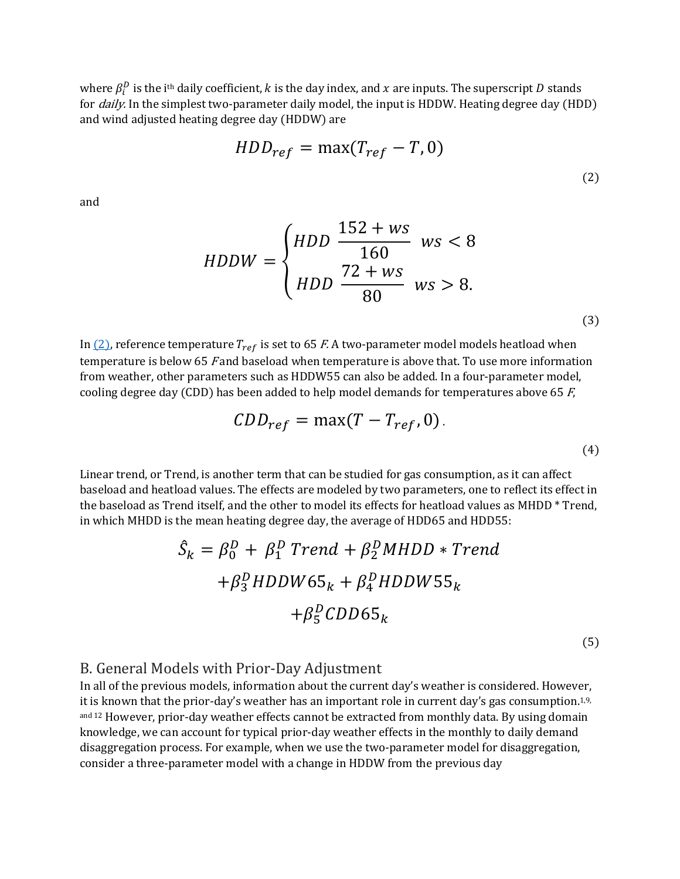where $\beta_i^D$ is the i[th] daily coefficient, $k$ is the day index, and $x$ are inputs. The superscript $D$ stands for *daily.* In the simplest two-parameter daily model, the input is HDDW. Heating degree day (HDD) and wind adjusted heating degree day (HDDW) are

$$HDD_{ref} = \max(T_{ref} - T, 0) \tag{2}$$

and

$$HDDW = \begin{cases} HDD \ \dfrac{152 + ws}{160} & ws < 8 \\ HDD \ \dfrac{72 + ws}{80} & ws > 8. \end{cases} \tag{3}$$

In (2), reference temperature $T_{ref}$ is set to 65 *F*. A two-parameter model models heatload when temperature is below 65 *F* and baseload when temperature is above that. To use more information from weather, other parameters such as HDDW55 can also be added. In a four-parameter model, cooling degree day (CDD) has been added to help model demands for temperatures above 65 *F*,

$$CDD_{ref} = \max(T - T_{ref}, 0). \tag{4}$$

Linear trend, or Trend, is another term that can be studied for gas consumption, as it can affect baseload and heatload values. The effects are modeled by two parameters, one to reflect its effect in the baseload as Trend itself, and the other to model its effects for heatload values as MHDD * Trend, in which MHDD is the mean heating degree day, the average of HDD65 and HDD55:

$$\begin{aligned} \hat{S}_k = \beta_0^D + \beta_1^D \, Trend + \beta_2^D MHDD * Trend \\ + \beta_3^D HDDW65_k + \beta_4^D HDDW55_k \\ + \beta_5^D CDD65_k \end{aligned} \tag{5}$$

## B. General Models with Prior-Day Adjustment

In all of the previous models, information about the current day's weather is considered. However, it is known that the prior-day's weather has an important role in current day's gas consumption.[1,9, and 12] However, prior-day weather effects cannot be extracted from monthly data. By using domain knowledge, we can account for typical prior-day weather effects in the monthly to daily demand disaggregation process. For example, when we use the two-parameter model for disaggregation, consider a three-parameter model with a change in HDDW from the previous day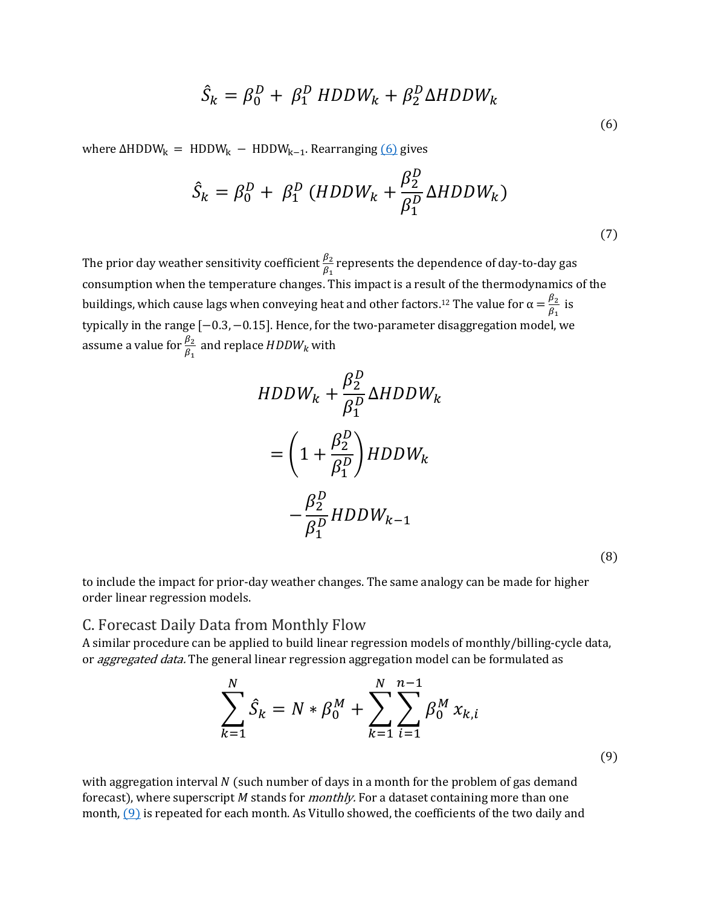$$\hat{S}_k = \beta_0^D + \beta_1^D \, HDDW_k + \beta_2^D \Delta HDDW_k \tag{6}$$

where $\Delta \mathrm{HDDW_k} = \mathrm{HDDW_k} - \mathrm{HDDW_{k-1}}$. Rearranging (6) gives

$$\hat{S}_k = \beta_0^D + \beta_1^D \, (HDDW_k + \frac{\beta_2^D}{\beta_1^D} \Delta HDDW_k) \tag{7}$$

The prior day weather sensitivity coefficient $\frac{\beta_2}{\beta_1}$ represents the dependence of day-to-day gas consumption when the temperature changes. This impact is a result of the thermodynamics of the buildings, which cause lags when conveying heat and other factors.[12] The value for $\alpha = \frac{\beta_2}{\beta_1}$ is typically in the range $[-0.3, -0.15]$. Hence, for the two-parameter disaggregation model, we assume a value for $\frac{\beta_2}{\beta_1}$ and replace $HDDW_k$ with

$$HDDW_k + \frac{\beta_2^D}{\beta_1^D} \Delta HDDW_k = \left(1 + \frac{\beta_2^D}{\beta_1^D}\right) HDDW_k - \frac{\beta_2^D}{\beta_1^D} HDDW_{k-1} \tag{8}$$

to include the impact for prior-day weather changes. The same analogy can be made for higher order linear regression models.

## C. Forecast Daily Data from Monthly Flow

A similar procedure can be applied to build linear regression models of monthly/billing-cycle data, or *aggregated data.* The general linear regression aggregation model can be formulated as

$$\sum_{k=1}^{N} \hat{S}_k = N * \beta_0^M + \sum_{k=1}^{N} \sum_{i=1}^{n-1} \beta_0^M \, x_{k,i} \tag{9}$$

with aggregation interval $N$ (such number of days in a month for the problem of gas demand forecast), where superscript $M$ stands for *monthly.* For a dataset containing more than one month, (9) is repeated for each month. As Vitullo showed, the coefficients of the two daily and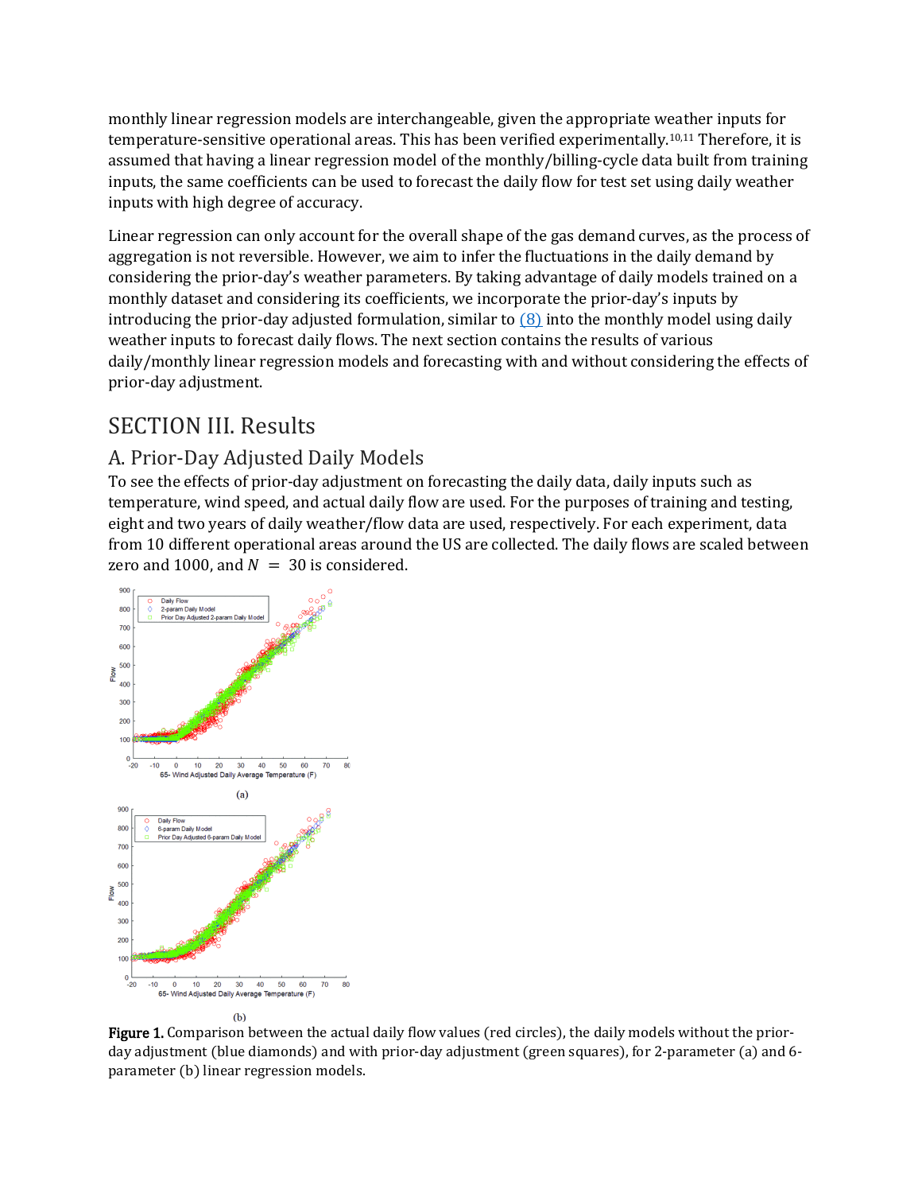monthly linear regression models are interchangeable, given the appropriate weather inputs for temperature-sensitive operational areas. This has been verified experimentally.[10,11] Therefore, it is assumed that having a linear regression model of the monthly/billing-cycle data built from training inputs, the same coefficients can be used to forecast the daily flow for test set using daily weather inputs with high degree of accuracy.

Linear regression can only account for the overall shape of the gas demand curves, as the process of aggregation is not reversible. However, we aim to infer the fluctuations in the daily demand by considering the prior-day's weather parameters. By taking advantage of daily models trained on a monthly dataset and considering its coefficients, we incorporate the prior-day's inputs by introducing the prior-day adjusted formulation, similar to (8) into the monthly model using daily weather inputs to forecast daily flows. The next section contains the results of various daily/monthly linear regression models and forecasting with and without considering the effects of prior-day adjustment.

# SECTION III. Results

## A. Prior-Day Adjusted Daily Models

To see the effects of prior-day adjustment on forecasting the daily data, daily inputs such as temperature, wind speed, and actual daily flow are used. For the purposes of training and testing, eight and two years of daily weather/flow data are used, respectively. For each experiment, data from 10 different operational areas around the US are collected. The daily flows are scaled between zero and 1000, and $N = 30$ is considered.

**Figure 1.** Comparison between the actual daily flow values (red circles), the daily models without the prior-day adjustment (blue diamonds) and with prior-day adjustment (green squares), for 2-parameter (a) and 6-parameter (b) linear regression models.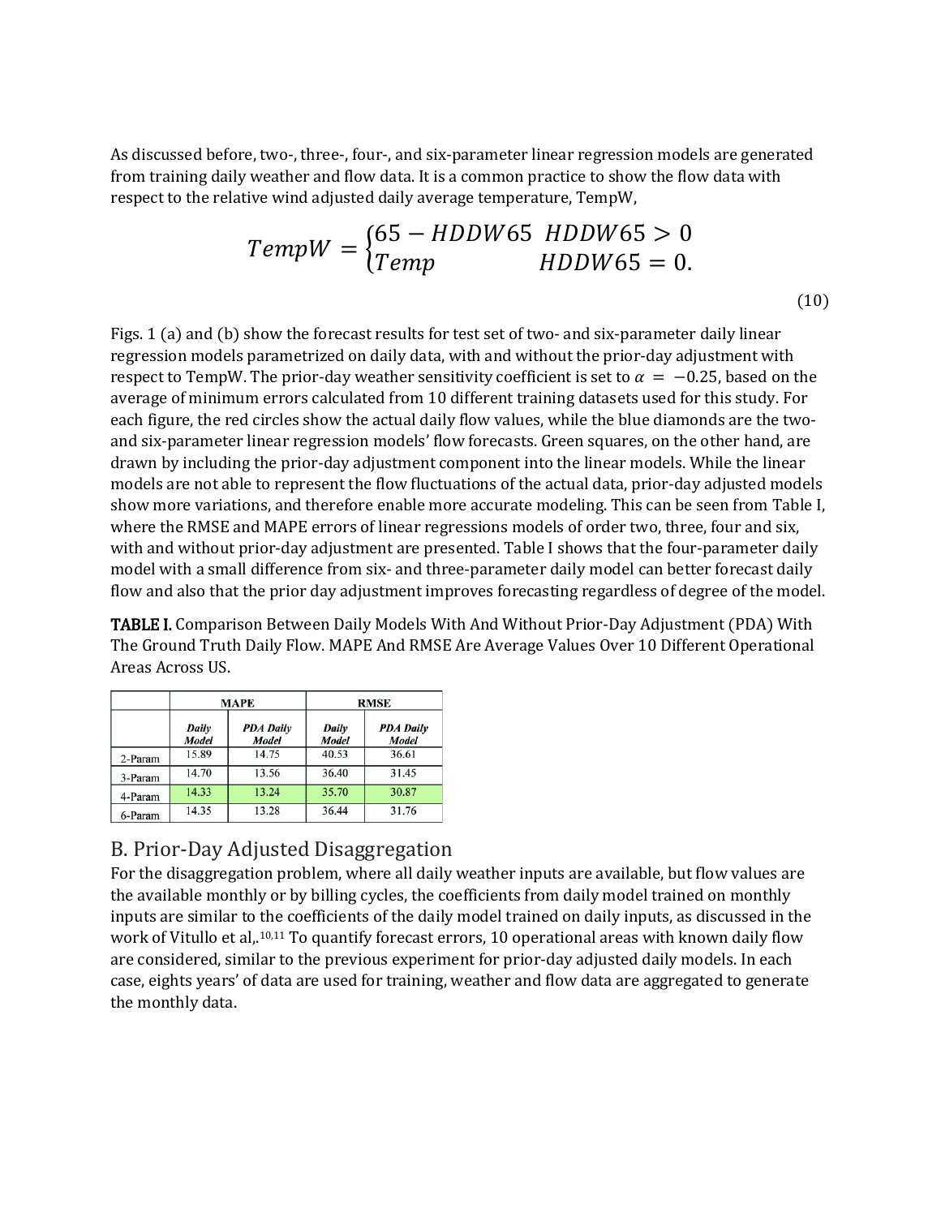As discussed before, two-, three-, four-, and six-parameter linear regression models are generated from training daily weather and flow data. It is a common practice to show the flow data with respect to the relative wind adjusted daily average temperature, TempW,

$$TempW = \begin{cases} 65 - HDDW65 & HDDW65 > 0 \\ Temp & HDDW65 = 0. \end{cases} \tag{10}$$

Figs. 1 (a) and (b) show the forecast results for test set of two- and six-parameter daily linear regression models parametrized on daily data, with and without the prior-day adjustment with respect to TempW. The prior-day weather sensitivity coefficient is set to $\alpha = -0.25$, based on the average of minimum errors calculated from 10 different training datasets used for this study. For each figure, the red circles show the actual daily flow values, while the blue diamonds are the two- and six-parameter linear regression models' flow forecasts. Green squares, on the other hand, are drawn by including the prior-day adjustment component into the linear models. While the linear models are not able to represent the flow fluctuations of the actual data, prior-day adjusted models show more variations, and therefore enable more accurate modeling. This can be seen from Table I, where the RMSE and MAPE errors of linear regressions models of order two, three, four and six, with and without prior-day adjustment are presented. Table I shows that the four-parameter daily model with a small difference from six- and three-parameter daily model can better forecast daily flow and also that the prior day adjustment improves forecasting regardless of degree of the model.

**TABLE I.** Comparison Between Daily Models With And Without Prior-Day Adjustment (PDA) With The Ground Truth Daily Flow. MAPE And RMSE Are Average Values Over 10 Different Operational Areas Across US.

| | MAPE | | RMSE | |
|---|---|---|---|---|
| | *Daily Model* | *PDA Daily Model* | *Daily Model* | *PDA Daily Model* |
| 2-Param | 15.89 | 14.75 | 40.53 | 36.61 |
| 3-Param | 14.70 | 13.56 | 36.40 | 31.45 |
| 4-Param | 14.33 | 13.24 | 35.70 | 30.87 |
| 6-Param | 14.35 | 13.28 | 36.44 | 31.76 |

## B. Prior-Day Adjusted Disaggregation

For the disaggregation problem, where all daily weather inputs are available, but flow values are the available monthly or by billing cycles, the coefficients from daily model trained on monthly inputs are similar to the coefficients of the daily model trained on daily inputs, as discussed in the work of Vitullo et al,.[10,11] To quantify forecast errors, 10 operational areas with known daily flow are considered, similar to the previous experiment for prior-day adjusted daily models. In each case, eights years' of data are used for training, weather and flow data are aggregated to generate the monthly data.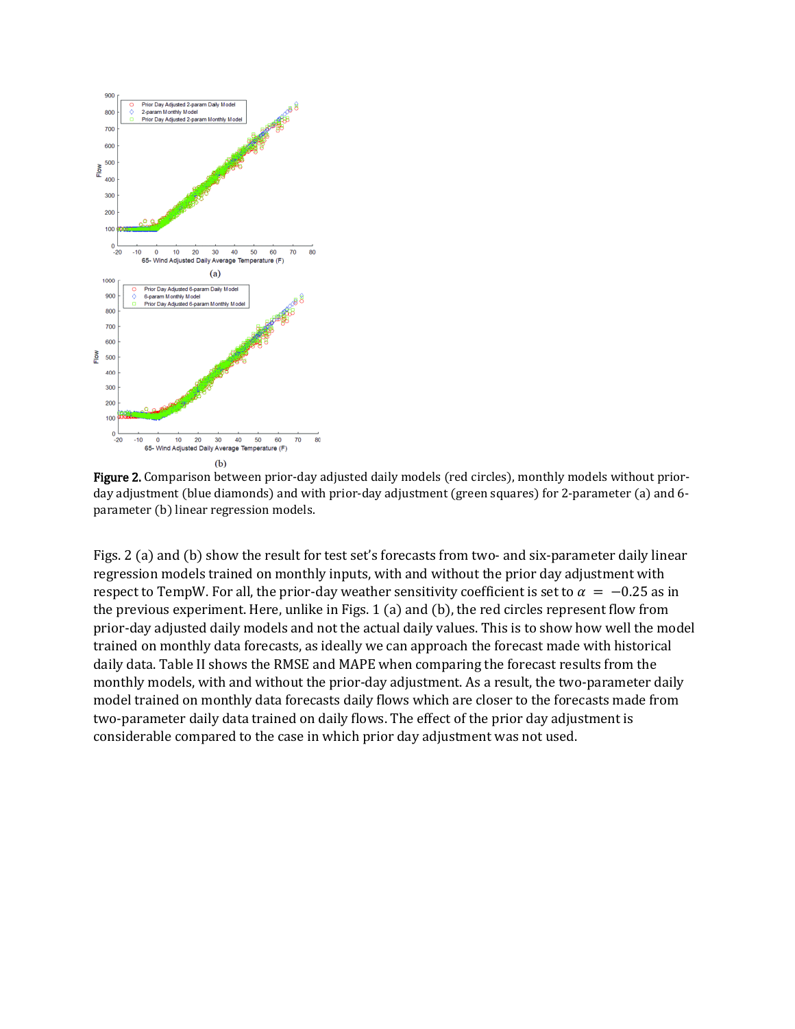**Figure 2.** Comparison between prior-day adjusted daily models (red circles), monthly models without prior-day adjustment (blue diamonds) and with prior-day adjustment (green squares) for 2-parameter (a) and 6-parameter (b) linear regression models.

Figs. 2 (a) and (b) show the result for test set's forecasts from two- and six-parameter daily linear regression models trained on monthly inputs, with and without the prior day adjustment with respect to TempW. For all, the prior-day weather sensitivity coefficient is set to $\alpha = -0.25$ as in the previous experiment. Here, unlike in Figs. 1 (a) and (b), the red circles represent flow from prior-day adjusted daily models and not the actual daily values. This is to show how well the model trained on monthly data forecasts, as ideally we can approach the forecast made with historical daily data. Table II shows the RMSE and MAPE when comparing the forecast results from the monthly models, with and without the prior-day adjustment. As a result, the two-parameter daily model trained on monthly data forecasts daily flows which are closer to the forecasts made from two-parameter daily data trained on daily flows. The effect of the prior day adjustment is considerable compared to the case in which prior day adjustment was not used.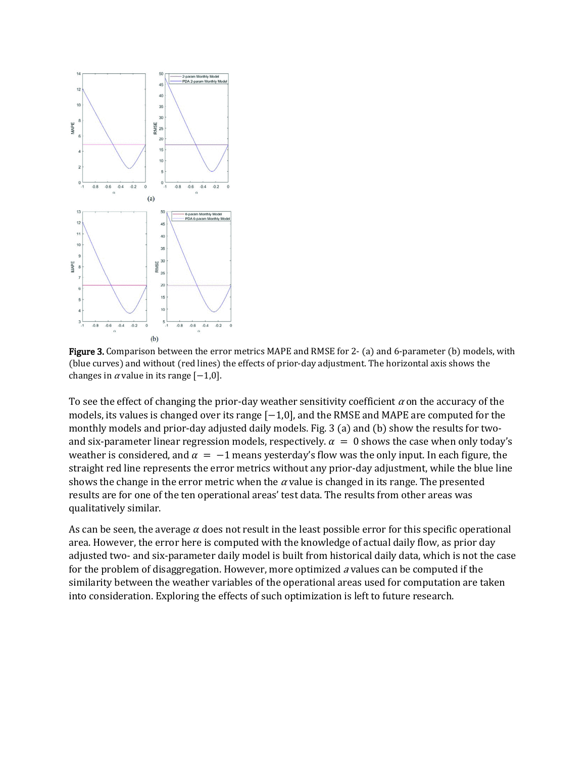**Figure 3.** Comparison between the error metrics MAPE and RMSE for 2- (a) and 6-parameter (b) models, with (blue curves) and without (red lines) the effects of prior-day adjustment. The horizontal axis shows the changes in $\alpha$ value in its range $[-1,0]$.

To see the effect of changing the prior-day weather sensitivity coefficient $\alpha$ on the accuracy of the models, its values is changed over its range $[-1,0]$, and the RMSE and MAPE are computed for the monthly models and prior-day adjusted daily models. Fig. 3 (a) and (b) show the results for two- and six-parameter linear regression models, respectively. $\alpha = 0$ shows the case when only today's weather is considered, and $\alpha = -1$ means yesterday's flow was the only input. In each figure, the straight red line represents the error metrics without any prior-day adjustment, while the blue line shows the change in the error metric when the $\alpha$ value is changed in its range. The presented results are for one of the ten operational areas' test data. The results from other areas was qualitatively similar.

As can be seen, the average $\alpha$ does not result in the least possible error for this specific operational area. However, the error here is computed with the knowledge of actual daily flow, as prior day adjusted two- and six-parameter daily model is built from historical daily data, which is not the case for the problem of disaggregation. However, more optimized $a$ values can be computed if the similarity between the weather variables of the operational areas used for computation are taken into consideration. Exploring the effects of such optimization is left to future research.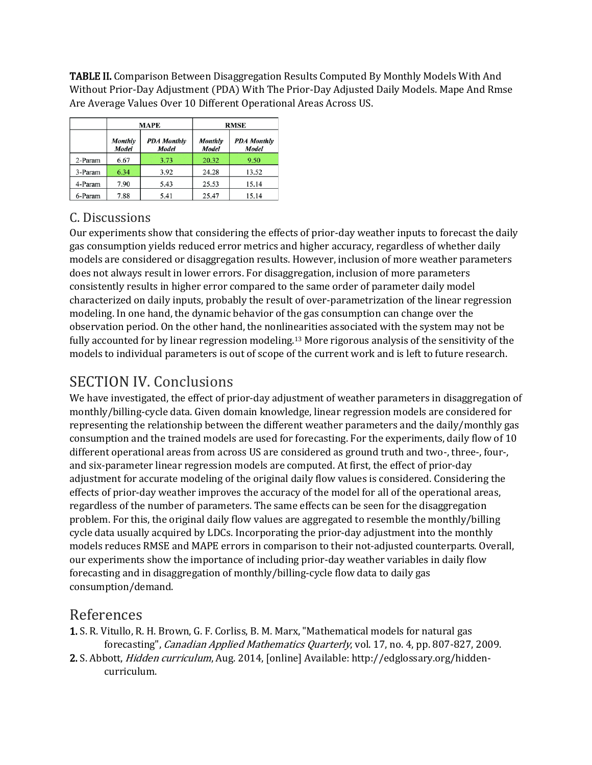**TABLE II.** Comparison Between Disaggregation Results Computed By Monthly Models With And Without Prior-Day Adjustment (PDA) With The Prior-Day Adjusted Daily Models. Mape And Rmse Are Average Values Over 10 Different Operational Areas Across US.

| | MAPE | | RMSE | |
|---|---|---|---|---|
| | *Monthly Model* | *PDA Monthly Model* | *Monthly Model* | *PDA Monthly Model* |
| 2-Param | 6.67 | 3.73 | 20.32 | 9.50 |
| 3-Param | 6.34 | 3.92 | 24.28 | 13.52 |
| 4-Param | 7.90 | 5.43 | 25.53 | 15.14 |
| 6-Param | 7.88 | 5.41 | 25.47 | 15.14 |

## C. Discussions

Our experiments show that considering the effects of prior-day weather inputs to forecast the daily gas consumption yields reduced error metrics and higher accuracy, regardless of whether daily models are considered or disaggregation results. However, inclusion of more weather parameters does not always result in lower errors. For disaggregation, inclusion of more parameters consistently results in higher error compared to the same order of parameter daily model characterized on daily inputs, probably the result of over-parametrization of the linear regression modeling. In one hand, the dynamic behavior of the gas consumption can change over the observation period. On the other hand, the nonlinearities associated with the system may not be fully accounted for by linear regression modeling.[13] More rigorous analysis of the sensitivity of the models to individual parameters is out of scope of the current work and is left to future research.

# SECTION IV. Conclusions

We have investigated, the effect of prior-day adjustment of weather parameters in disaggregation of monthly/billing-cycle data. Given domain knowledge, linear regression models are considered for representing the relationship between the different weather parameters and the daily/monthly gas consumption and the trained models are used for forecasting. For the experiments, daily flow of 10 different operational areas from across US are considered as ground truth and two-, three-, four-, and six-parameter linear regression models are computed. At first, the effect of prior-day adjustment for accurate modeling of the original daily flow values is considered. Considering the effects of prior-day weather improves the accuracy of the model for all of the operational areas, regardless of the number of parameters. The same effects can be seen for the disaggregation problem. For this, the original daily flow values are aggregated to resemble the monthly/billing cycle data usually acquired by LDCs. Incorporating the prior-day adjustment into the monthly models reduces RMSE and MAPE errors in comparison to their not-adjusted counterparts. Overall, our experiments show the importance of including prior-day weather variables in daily flow forecasting and in disaggregation of monthly/billing-cycle flow data to daily gas consumption/demand.

# References

**1.** S. R. Vitullo, R. H. Brown, G. F. Corliss, B. M. Marx, "Mathematical models for natural gas forecasting", *Canadian Applied Mathematics Quarterly*, vol. 17, no. 4, pp. 807-827, 2009.

**2.** S. Abbott, *Hidden curriculum*, Aug. 2014, [online] Available: http://edglossary.org/hidden-curriculum.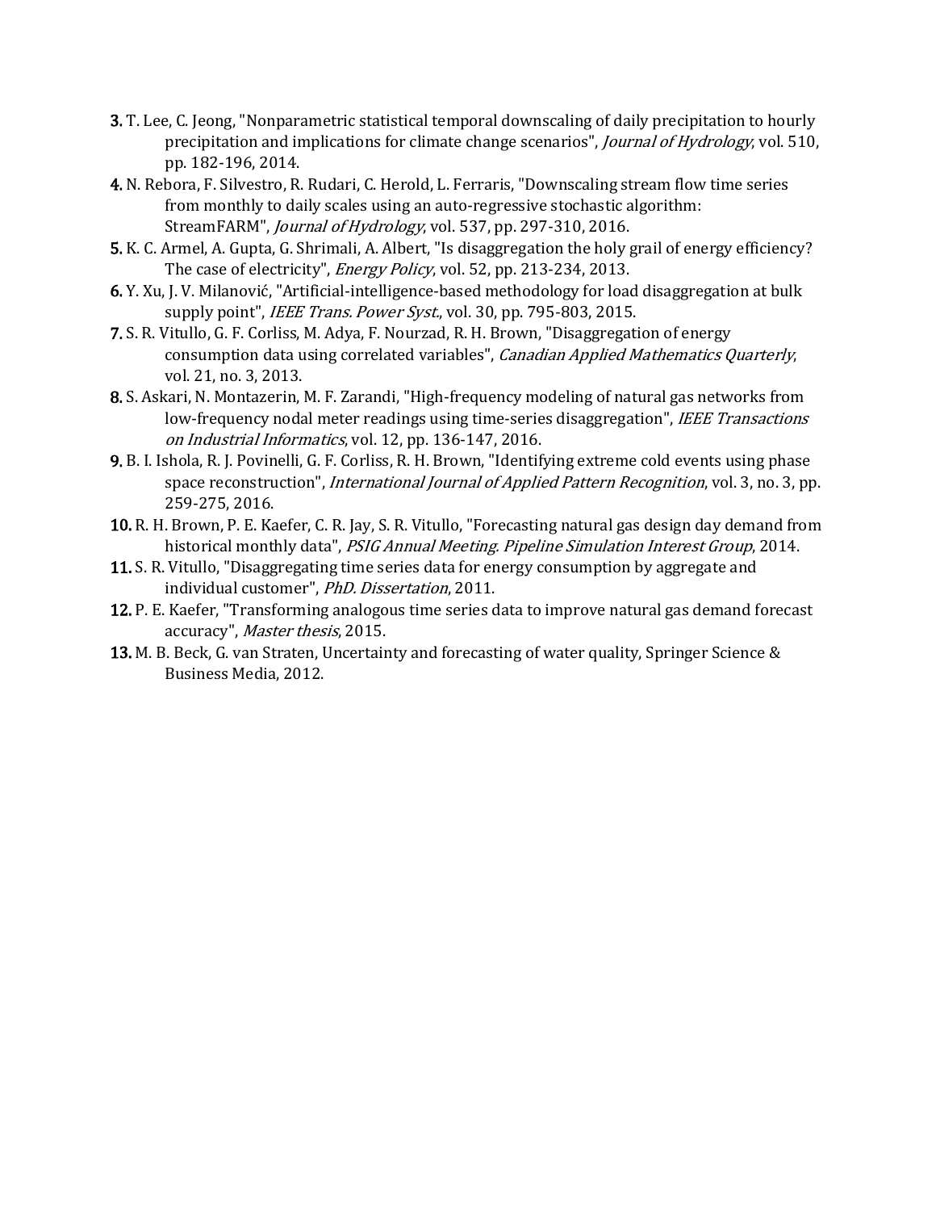3. T. Lee, C. Jeong, "Nonparametric statistical temporal downscaling of daily precipitation to hourly precipitation and implications for climate change scenarios", *Journal of Hydrology*, vol. 510, pp. 182-196, 2014.
4. N. Rebora, F. Silvestro, R. Rudari, C. Herold, L. Ferraris, "Downscaling stream flow time series from monthly to daily scales using an auto-regressive stochastic algorithm: StreamFARM", *Journal of Hydrology*, vol. 537, pp. 297-310, 2016.
5. K. C. Armel, A. Gupta, G. Shrimali, A. Albert, "Is disaggregation the holy grail of energy efficiency? The case of electricity", *Energy Policy*, vol. 52, pp. 213-234, 2013.
6. Y. Xu, J. V. Milanović, "Artificial-intelligence-based methodology for load disaggregation at bulk supply point", *IEEE Trans. Power Syst.*, vol. 30, pp. 795-803, 2015.
7. S. R. Vitullo, G. F. Corliss, M. Adya, F. Nourzad, R. H. Brown, "Disaggregation of energy consumption data using correlated variables", *Canadian Applied Mathematics Quarterly*, vol. 21, no. 3, 2013.
8. S. Askari, N. Montazerin, M. F. Zarandi, "High-frequency modeling of natural gas networks from low-frequency nodal meter readings using time-series disaggregation", *IEEE Transactions on Industrial Informatics*, vol. 12, pp. 136-147, 2016.
9. B. I. Ishola, R. J. Povinelli, G. F. Corliss, R. H. Brown, "Identifying extreme cold events using phase space reconstruction", *International Journal of Applied Pattern Recognition*, vol. 3, no. 3, pp. 259-275, 2016.
10. R. H. Brown, P. E. Kaefer, C. R. Jay, S. R. Vitullo, "Forecasting natural gas design day demand from historical monthly data", *PSIG Annual Meeting. Pipeline Simulation Interest Group*, 2014.
11. S. R. Vitullo, "Disaggregating time series data for energy consumption by aggregate and individual customer", *PhD. Dissertation*, 2011.
12. P. E. Kaefer, "Transforming analogous time series data to improve natural gas demand forecast accuracy", *Master thesis*, 2015.
13. M. B. Beck, G. van Straten, Uncertainty and forecasting of water quality, Springer Science & Business Media, 2012.